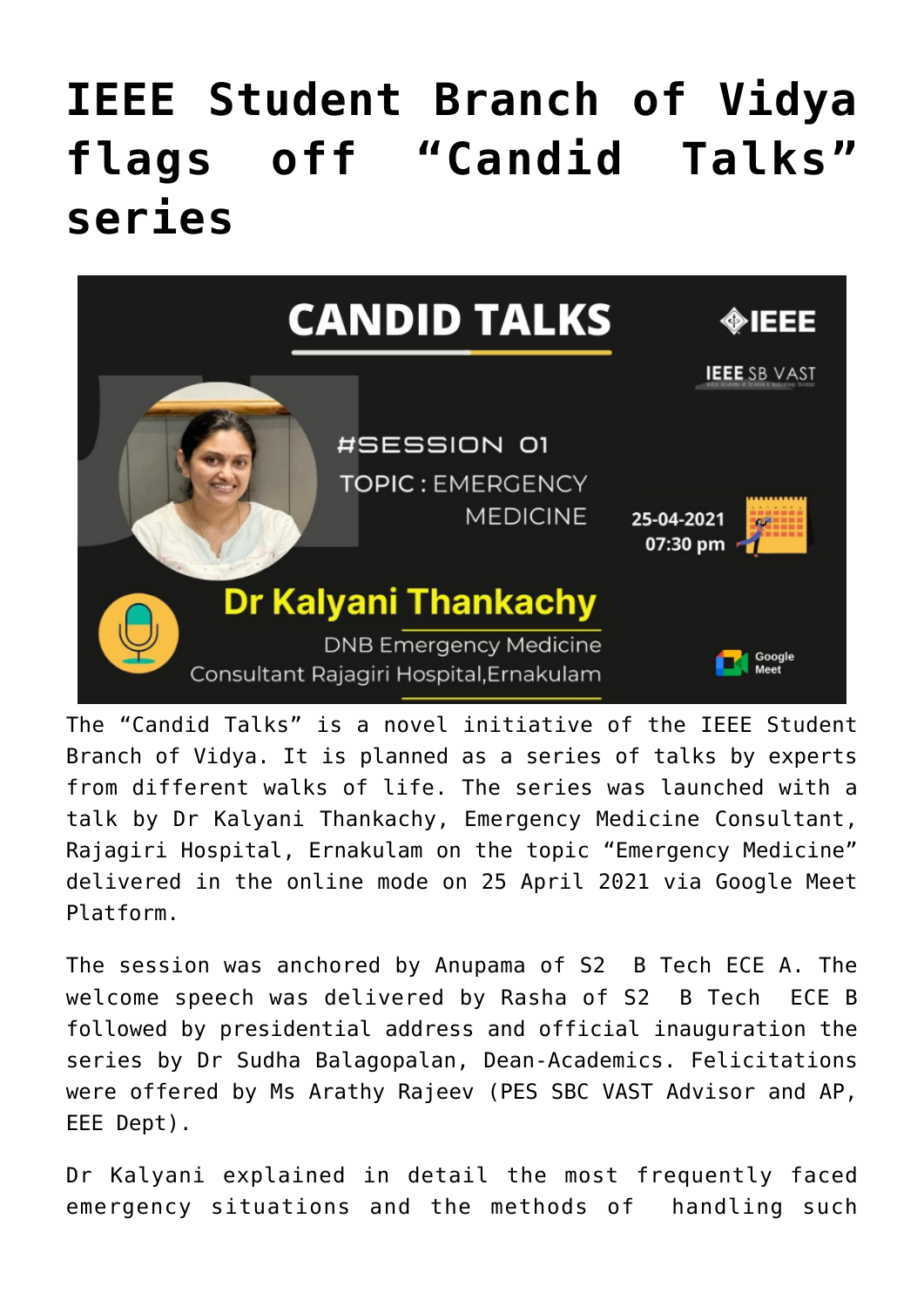# IEEE Student Branch of Vidya flags off "Candid Talks" series

The "Candid Talks" is a novel initiative of the IEEE Student Branch of Vidya. It is planned as a series of talks by experts from different walks of life. The series was launched with a talk by Dr Kalyani Thankachy, Emergency Medicine Consultant, Rajagiri Hospital, Ernakulam on the topic "Emergency Medicine" delivered in the online mode on 25 April 2021 via Google Meet Platform.

The session was anchored by Anupama of S2 B Tech ECE A. The welcome speech was delivered by Rasha of S2 B Tech ECE B followed by presidential address and official inauguration the series by Dr Sudha Balagopalan, Dean-Academics. Felicitations were offered by Ms Arathy Rajeev (PES SBC VAST Advisor and AP, EEE Dept).

Dr Kalyani explained in detail the most frequently faced emergency situations and the methods of handling such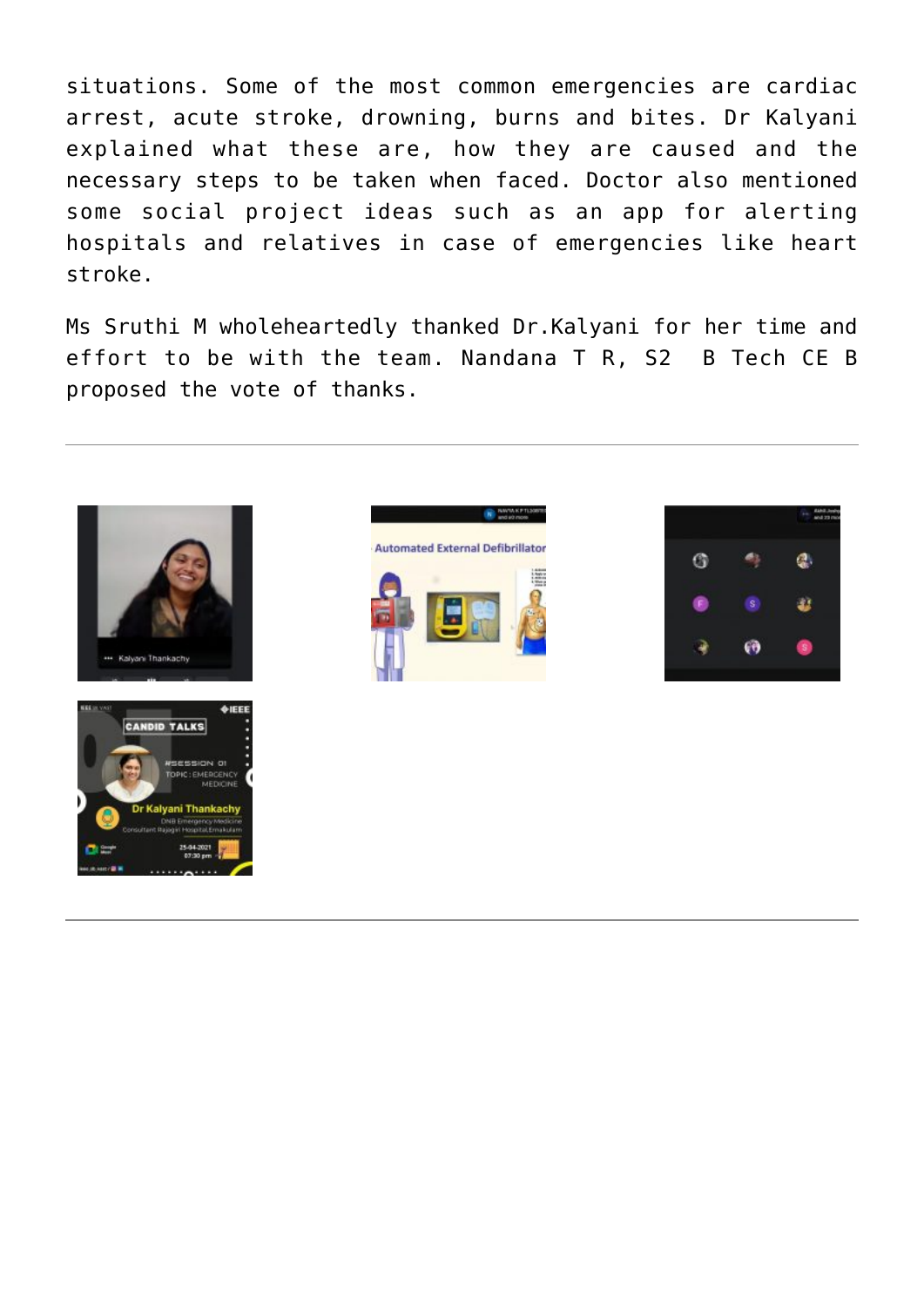situations. Some of the most common emergencies are cardiac arrest, acute stroke, drowning, burns and bites. Dr Kalyani explained what these are, how they are caused and the necessary steps to be taken when faced. Doctor also mentioned some social project ideas such as an app for alerting hospitals and relatives in case of emergencies like heart stroke.

Ms Sruthi M wholeheartedly thanked Dr.Kalyani for her time and effort to be with the team. Nandana T R, S2 B Tech CE B proposed the vote of thanks.

---

---